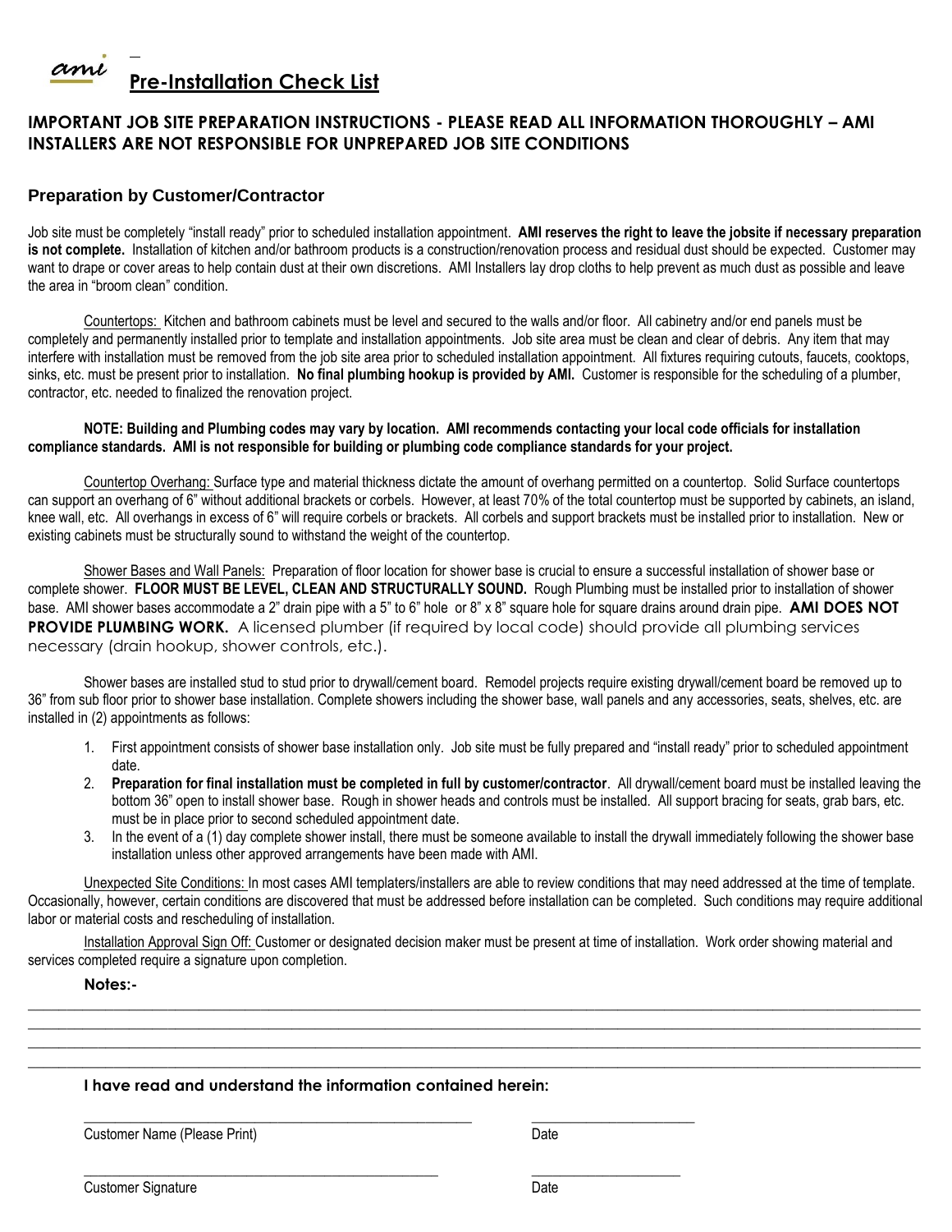ami

# Pre-Installation Check List

**IMPORTANT JOB SITE PREPARATION INSTRUCTIONS - PLEASE READ ALL INFORMATION THOROUGHLY – AMI INSTALLERS ARE NOT RESPONSIBLE FOR UNPREPARED JOB SITE CONDITIONS**

## Preparation by Customer/Contractor

Job site must be completely "install ready" prior to scheduled installation appointment. **AMI reserves the right to leave the jobsite if necessary preparation is not complete.** Installation of kitchen and/or bathroom products is a construction/renovation process and residual dust should be expected. Customer may want to drape or cover areas to help contain dust at their own discretions. AMI Installers lay drop cloths to help prevent as much dust as possible and leave the area in "broom clean" condition.

Countertops: Kitchen and bathroom cabinets must be level and secured to the walls and/or floor. All cabinetry and/or end panels must be completely and permanently installed prior to template and installation appointments. Job site area must be clean and clear of debris. Any item that may interfere with installation must be removed from the job site area prior to scheduled installation appointment. All fixtures requiring cutouts, faucets, cooktops, sinks, etc. must be present prior to installation. **No final plumbing hookup is provided by AMI.** Customer is responsible for the scheduling of a plumber, contractor, etc. needed to finalized the renovation project.

**NOTE: Building and Plumbing codes may vary by location. AMI recommends contacting your local code officials for installation compliance standards. AMI is not responsible for building or plumbing code compliance standards for your project.**

Countertop Overhang: Surface type and material thickness dictate the amount of overhang permitted on a countertop. Solid Surface countertops can support an overhang of 6" without additional brackets or corbels. However, at least 70% of the total countertop must be supported by cabinets, an island, knee wall, etc. All overhangs in excess of 6" will require corbels or brackets. All corbels and support brackets must be installed prior to installation. New or existing cabinets must be structurally sound to withstand the weight of the countertop.

Shower Bases and Wall Panels: Preparation of floor location for shower base is crucial to ensure a successful installation of shower base or complete shower. **FLOOR MUST BE LEVEL, CLEAN AND STRUCTURALLY SOUND.** Rough Plumbing must be installed prior to installation of shower base. AMI shower bases accommodate a 2" drain pipe with a 5" to 6" hole or 8" x 8" square hole for square drains around drain pipe. **AMI DOES NOT PROVIDE PLUMBING WORK.** A licensed plumber (if required by local code) should provide all plumbing services necessary (drain hookup, shower controls, etc.).

Shower bases are installed stud to stud prior to drywall/cement board. Remodel projects require existing drywall/cement board be removed up to 36" from sub floor prior to shower base installation. Complete showers including the shower base, wall panels and any accessories, seats, shelves, etc. are installed in (2) appointments as follows:

1. First appointment consists of shower base installation only. Job site must be fully prepared and "install ready" prior to scheduled appointment date.
2. **Preparation for final installation must be completed in full by customer/contractor**. All drywall/cement board must be installed leaving the bottom 36" open to install shower base. Rough in shower heads and controls must be installed. All support bracing for seats, grab bars, etc. must be in place prior to second scheduled appointment date.
3. In the event of a (1) day complete shower install, there must be someone available to install the drywall immediately following the shower base installation unless other approved arrangements have been made with AMI.

Unexpected Site Conditions: In most cases AMI templaters/installers are able to review conditions that may need addressed at the time of template. Occasionally, however, certain conditions are discovered that must be addressed before installation can be completed. Such conditions may require additional labor or material costs and rescheduling of installation.

Installation Approval Sign Off: Customer or designated decision maker must be present at time of installation. Work order showing material and services completed require a signature upon completion.

**Notes:-**

\_\_\_\_\_\_\_\_\_\_\_\_\_\_\_\_\_\_\_\_\_\_\_\_\_\_\_\_\_\_\_\_\_\_\_\_\_\_\_\_\_\_\_\_\_\_\_\_\_\_\_\_\_\_\_\_\_\_\_\_\_\_\_\_\_\_\_\_\_\_\_\_\_\_\_\_\_\_

\_\_\_\_\_\_\_\_\_\_\_\_\_\_\_\_\_\_\_\_\_\_\_\_\_\_\_\_\_\_\_\_\_\_\_\_\_\_\_\_\_\_\_\_\_\_\_\_\_\_\_\_\_\_\_\_\_\_\_\_\_\_\_\_\_\_\_\_\_\_\_\_\_\_\_\_\_\_

\_\_\_\_\_\_\_\_\_\_\_\_\_\_\_\_\_\_\_\_\_\_\_\_\_\_\_\_\_\_\_\_\_\_\_\_\_\_\_\_\_\_\_\_\_\_\_\_\_\_\_\_\_\_\_\_\_\_\_\_\_\_\_\_\_\_\_\_\_\_\_\_\_\_\_\_\_\_

\_\_\_\_\_\_\_\_\_\_\_\_\_\_\_\_\_\_\_\_\_\_\_\_\_\_\_\_\_\_\_\_\_\_\_\_\_\_\_\_\_\_\_\_\_\_\_\_\_\_\_\_\_\_\_\_\_\_\_\_\_\_\_\_\_\_\_\_\_\_\_\_\_\_\_\_\_\_

**I have read and understand the information contained herein:**

\_\_\_\_\_\_\_\_\_\_\_\_\_\_\_\_\_\_\_\_\_\_\_\_\_\_\_\_\_\_\_\_\_\_\_\_\_\_\_\_ \_\_\_\_\_\_\_\_\_\_\_\_\_\_\_\_\_\_\_\_

Customer Name (Please Print) Date

\_\_\_\_\_\_\_\_\_\_\_\_\_\_\_\_\_\_\_\_\_\_\_\_\_\_\_\_\_\_\_\_\_\_\_\_\_\_\_\_ \_\_\_\_\_\_\_\_\_\_\_\_\_\_\_\_\_\_\_\_

Customer Signature Date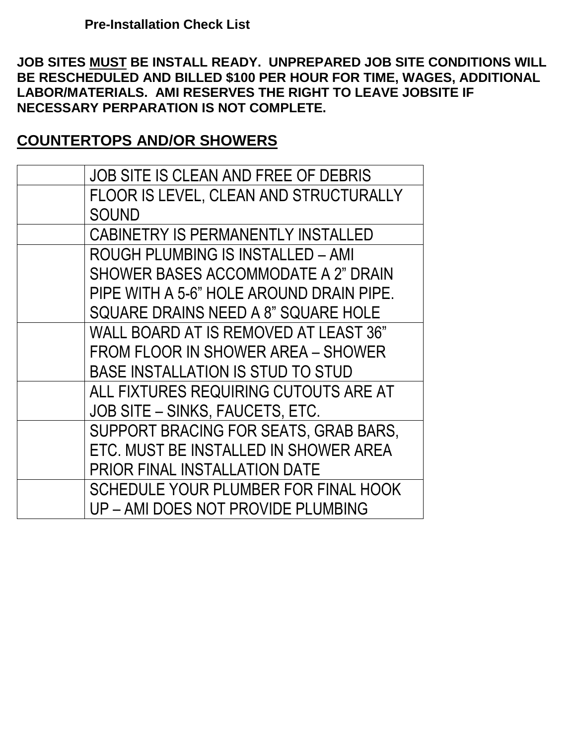**Pre-Installation Check List**

**JOB SITES <u>MUST</u> BE INSTALL READY. UNPREPARED JOB SITE CONDITIONS WILL BE RESCHEDULED AND BILLED $100 PER HOUR FOR TIME, WAGES, ADDITIONAL LABOR/MATERIALS. AMI RESERVES THE RIGHT TO LEAVE JOBSITE IF NECESSARY PERPARATION IS NOT COMPLETE.**

## COUNTERTOPS AND/OR SHOWERS

| | |
|---|---|
| | JOB SITE IS CLEAN AND FREE OF DEBRIS |
| | FLOOR IS LEVEL, CLEAN AND STRUCTURALLY SOUND |
| | CABINETRY IS PERMANENTLY INSTALLED |
| | ROUGH PLUMBING IS INSTALLED – AMI SHOWER BASES ACCOMMODATE A 2" DRAIN PIPE WITH A 5-6" HOLE AROUND DRAIN PIPE. SQUARE DRAINS NEED A 8" SQUARE HOLE |
| | WALL BOARD AT IS REMOVED AT LEAST 36" FROM FLOOR IN SHOWER AREA – SHOWER BASE INSTALLATION IS STUD TO STUD |
| | ALL FIXTURES REQUIRING CUTOUTS ARE AT JOB SITE – SINKS, FAUCETS, ETC. |
| | SUPPORT BRACING FOR SEATS, GRAB BARS, ETC. MUST BE INSTALLED IN SHOWER AREA PRIOR FINAL INSTALLATION DATE |
| | SCHEDULE YOUR PLUMBER FOR FINAL HOOK UP – AMI DOES NOT PROVIDE PLUMBING |